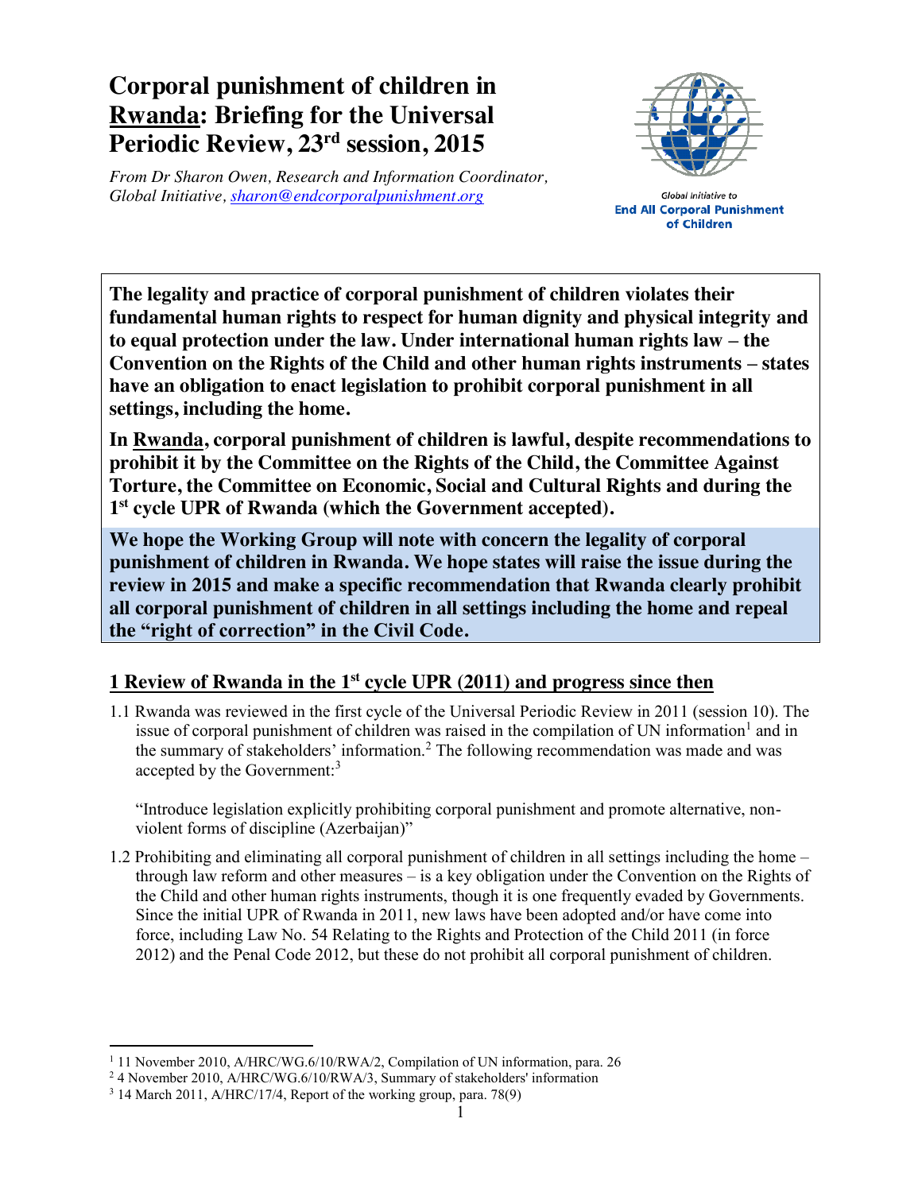# Corporal punishment of children in <u>Rwanda</u>: Briefing for the Universal Periodic Review, 23rd session, 2015

*From Dr Sharon Owen, Research and Information Coordinator, Global Initiative, sharon@endcorporalpunishment.org*

Global Initiative to
**End All Corporal Punishment of Children**

**The legality and practice of corporal punishment of children violates their fundamental human rights to respect for human dignity and physical integrity and to equal protection under the law. Under international human rights law – the Convention on the Rights of the Child and other human rights instruments – states have an obligation to enact legislation to prohibit corporal punishment in all settings, including the home.**

**In <u>Rwanda</u>, corporal punishment of children is lawful, despite recommendations to prohibit it by the Committee on the Rights of the Child, the Committee Against Torture, the Committee on Economic, Social and Cultural Rights and during the 1st cycle UPR of Rwanda (which the Government accepted).**

**We hope the Working Group will note with concern the legality of corporal punishment of children in Rwanda. We hope states will raise the issue during the review in 2015 and make a specific recommendation that Rwanda clearly prohibit all corporal punishment of children in all settings including the home and repeal the "right of correction" in the Civil Code.**

## 1 Review of Rwanda in the 1st cycle UPR (2011) and progress since then

1.1 Rwanda was reviewed in the first cycle of the Universal Periodic Review in 2011 (session 10). The issue of corporal punishment of children was raised in the compilation of UN information[1] and in the summary of stakeholders' information.[2] The following recommendation was made and was accepted by the Government:[3]

"Introduce legislation explicitly prohibiting corporal punishment and promote alternative, non-violent forms of discipline (Azerbaijan)"

1.2 Prohibiting and eliminating all corporal punishment of children in all settings including the home – through law reform and other measures – is a key obligation under the Convention on the Rights of the Child and other human rights instruments, though it is one frequently evaded by Governments. Since the initial UPR of Rwanda in 2011, new laws have been adopted and/or have come into force, including Law No. 54 Relating to the Rights and Protection of the Child 2011 (in force 2012) and the Penal Code 2012, but these do not prohibit all corporal punishment of children.

---

[1] 11 November 2010, A/HRC/WG.6/10/RWA/2, Compilation of UN information, para. 26
[2] 4 November 2010, A/HRC/WG.6/10/RWA/3, Summary of stakeholders' information
[3] 14 March 2011, A/HRC/17/4, Report of the working group, para. 78(9)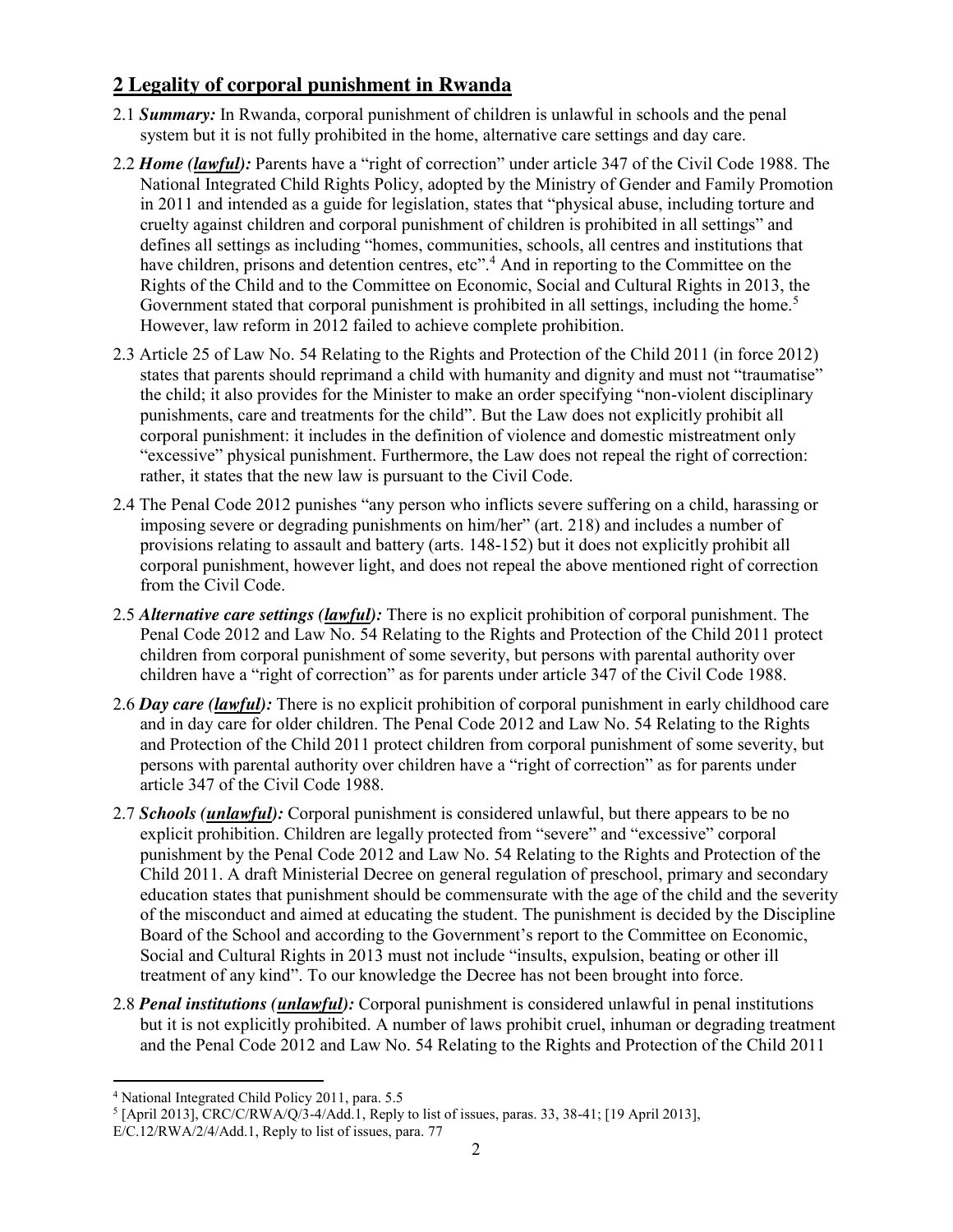## 2 Legality of corporal punishment in Rwanda

2.1 ***Summary:*** In Rwanda, corporal punishment of children is unlawful in schools and the penal system but it is not fully prohibited in the home, alternative care settings and day care.

2.2 ***Home (lawful):*** Parents have a "right of correction" under article 347 of the Civil Code 1988. The National Integrated Child Rights Policy, adopted by the Ministry of Gender and Family Promotion in 2011 and intended as a guide for legislation, states that "physical abuse, including torture and cruelty against children and corporal punishment of children is prohibited in all settings" and defines all settings as including "homes, communities, schools, all centres and institutions that have children, prisons and detention centres, etc".[4] And in reporting to the Committee on the Rights of the Child and to the Committee on Economic, Social and Cultural Rights in 2013, the Government stated that corporal punishment is prohibited in all settings, including the home.[5] However, law reform in 2012 failed to achieve complete prohibition.

2.3 Article 25 of Law No. 54 Relating to the Rights and Protection of the Child 2011 (in force 2012) states that parents should reprimand a child with humanity and dignity and must not "traumatise" the child; it also provides for the Minister to make an order specifying "non-violent disciplinary punishments, care and treatments for the child". But the Law does not explicitly prohibit all corporal punishment: it includes in the definition of violence and domestic mistreatment only "excessive" physical punishment. Furthermore, the Law does not repeal the right of correction: rather, it states that the new law is pursuant to the Civil Code.

2.4 The Penal Code 2012 punishes "any person who inflicts severe suffering on a child, harassing or imposing severe or degrading punishments on him/her" (art. 218) and includes a number of provisions relating to assault and battery (arts. 148-152) but it does not explicitly prohibit all corporal punishment, however light, and does not repeal the above mentioned right of correction from the Civil Code.

2.5 ***Alternative care settings (lawful):*** There is no explicit prohibition of corporal punishment. The Penal Code 2012 and Law No. 54 Relating to the Rights and Protection of the Child 2011 protect children from corporal punishment of some severity, but persons with parental authority over children have a "right of correction" as for parents under article 347 of the Civil Code 1988.

2.6 ***Day care (lawful):*** There is no explicit prohibition of corporal punishment in early childhood care and in day care for older children. The Penal Code 2012 and Law No. 54 Relating to the Rights and Protection of the Child 2011 protect children from corporal punishment of some severity, but persons with parental authority over children have a "right of correction" as for parents under article 347 of the Civil Code 1988.

2.7 ***Schools (unlawful):*** Corporal punishment is considered unlawful, but there appears to be no explicit prohibition. Children are legally protected from "severe" and "excessive" corporal punishment by the Penal Code 2012 and Law No. 54 Relating to the Rights and Protection of the Child 2011. A draft Ministerial Decree on general regulation of preschool, primary and secondary education states that punishment should be commensurate with the age of the child and the severity of the misconduct and aimed at educating the student. The punishment is decided by the Discipline Board of the School and according to the Government's report to the Committee on Economic, Social and Cultural Rights in 2013 must not include "insults, expulsion, beating or other ill treatment of any kind". To our knowledge the Decree has not been brought into force.

2.8 ***Penal institutions (unlawful):*** Corporal punishment is considered unlawful in penal institutions but it is not explicitly prohibited. A number of laws prohibit cruel, inhuman or degrading treatment and the Penal Code 2012 and Law No. 54 Relating to the Rights and Protection of the Child 2011

---

[4] National Integrated Child Policy 2011, para. 5.5

[5] [April 2013], CRC/C/RWA/Q/3-4/Add.1, Reply to list of issues, paras. 33, 38-41; [19 April 2013], E/C.12/RWA/2/4/Add.1, Reply to list of issues, para. 77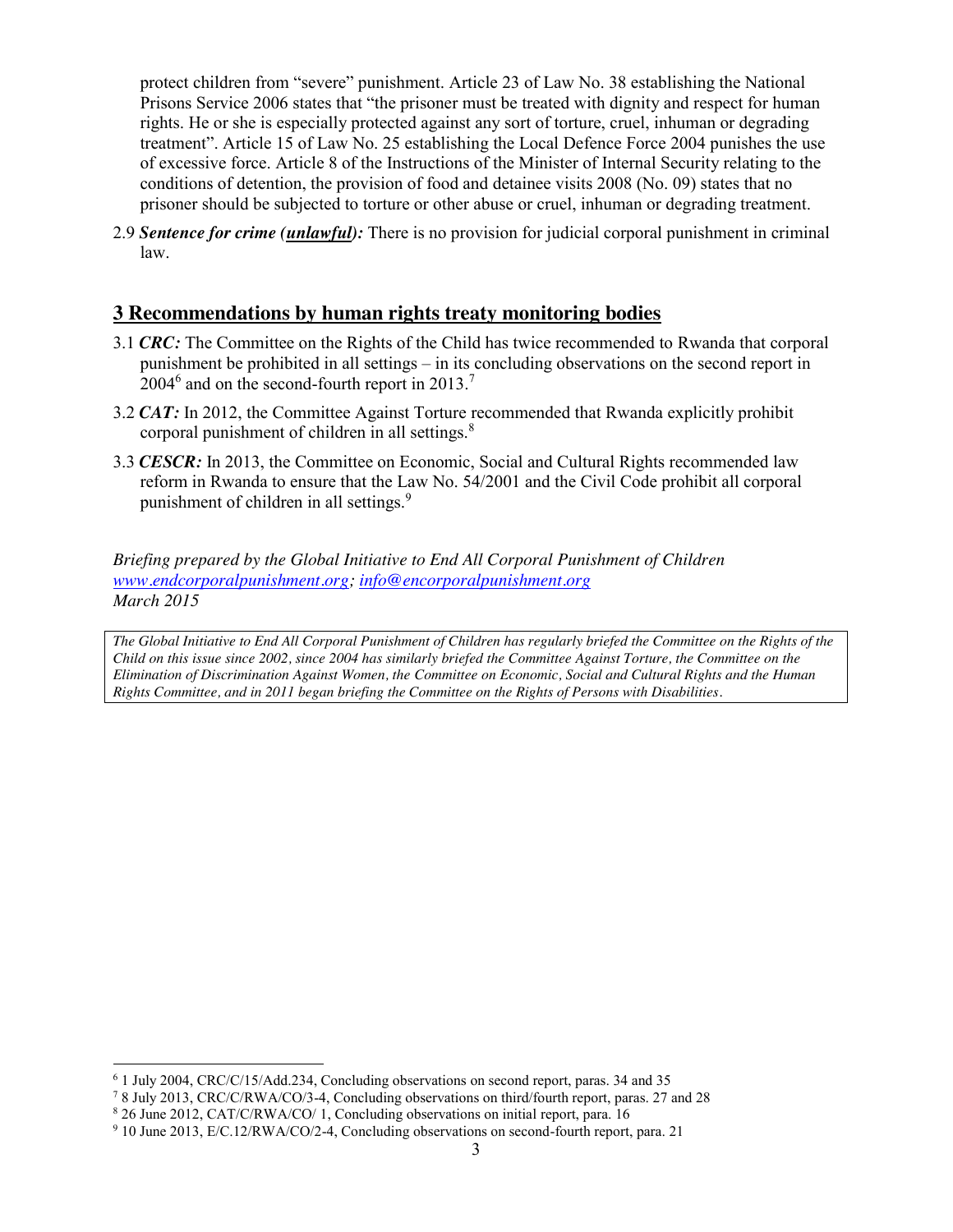protect children from "severe" punishment. Article 23 of Law No. 38 establishing the National Prisons Service 2006 states that "the prisoner must be treated with dignity and respect for human rights. He or she is especially protected against any sort of torture, cruel, inhuman or degrading treatment". Article 15 of Law No. 25 establishing the Local Defence Force 2004 punishes the use of excessive force. Article 8 of the Instructions of the Minister of Internal Security relating to the conditions of detention, the provision of food and detainee visits 2008 (No. 09) states that no prisoner should be subjected to torture or other abuse or cruel, inhuman or degrading treatment.

2.9 ***Sentence for crime (<u>unlawful</u>):*** There is no provision for judicial corporal punishment in criminal law.

## 3 Recommendations by human rights treaty monitoring bodies

3.1 ***CRC:*** The Committee on the Rights of the Child has twice recommended to Rwanda that corporal punishment be prohibited in all settings – in its concluding observations on the second report in 2004[6] and on the second-fourth report in 2013.[7]

3.2 ***CAT:*** In 2012, the Committee Against Torture recommended that Rwanda explicitly prohibit corporal punishment of children in all settings.[8]

3.3 ***CESCR:*** In 2013, the Committee on Economic, Social and Cultural Rights recommended law reform in Rwanda to ensure that the Law No. 54/2001 and the Civil Code prohibit all corporal punishment of children in all settings.[9]

*Briefing prepared by the Global Initiative to End All Corporal Punishment of Children*
*www.endcorporalpunishment.org; info@encorporalpunishment.org*
*March 2015*

*The Global Initiative to End All Corporal Punishment of Children has regularly briefed the Committee on the Rights of the Child on this issue since 2002, since 2004 has similarly briefed the Committee Against Torture, the Committee on the Elimination of Discrimination Against Women, the Committee on Economic, Social and Cultural Rights and the Human Rights Committee, and in 2011 began briefing the Committee on the Rights of Persons with Disabilities.*

---

[6] 1 July 2004, CRC/C/15/Add.234, Concluding observations on second report, paras. 34 and 35

[7] 8 July 2013, CRC/C/RWA/CO/3-4, Concluding observations on third/fourth report, paras. 27 and 28

[8] 26 June 2012, CAT/C/RWA/CO/ 1, Concluding observations on initial report, para. 16

[9] 10 June 2013, E/C.12/RWA/CO/2-4, Concluding observations on second-fourth report, para. 21